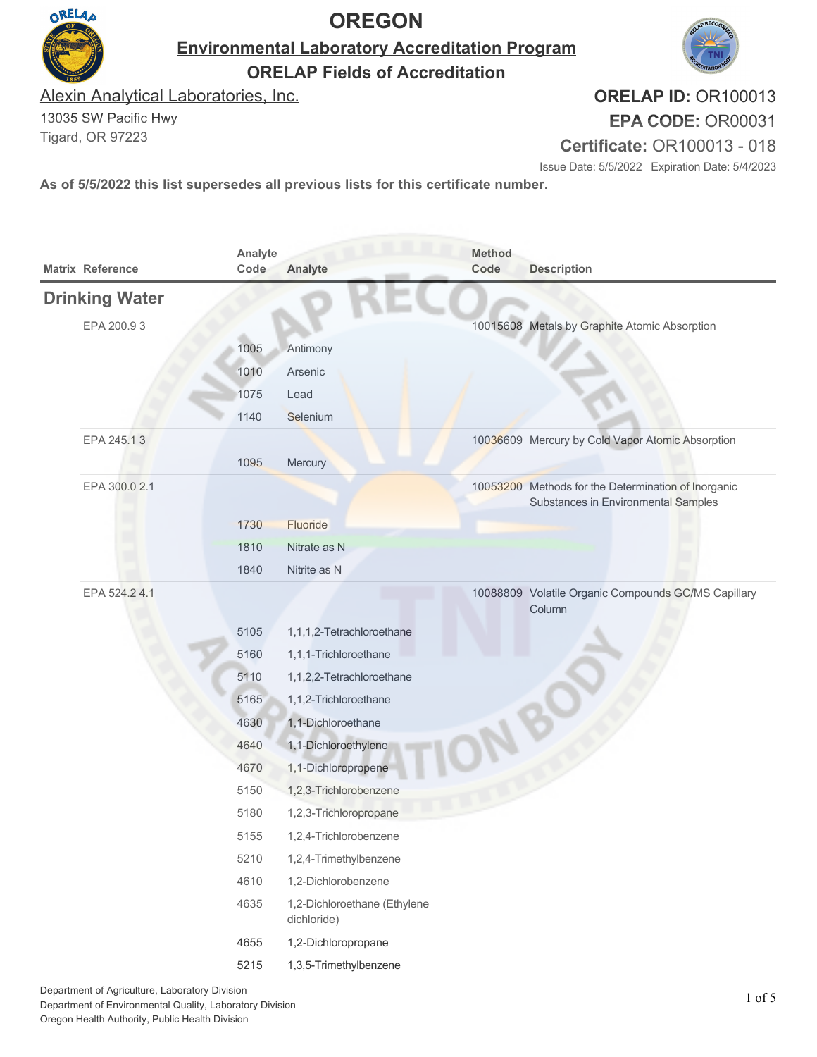# OREGON

## Environmental Laboratory Accreditation Program

## ORELAP Fields of Accreditation

Alexin Analytical Laboratories, Inc.
13035 SW Pacific Hwy
Tigard, OR 97223

**ORELAP ID:** OR100013
**EPA CODE:** OR00031
**Certificate:** OR100013 - 018

Issue Date: 5/5/2022 Expiration Date: 5/4/2023

**As of 5/5/2022 this list supersedes all previous lists for this certificate number.**

| Matrix | Reference | Analyte Code | Analyte | Method Code | Description |
|---|---|---|---|---|---|
| **Drinking Water** | | | | | |
| | EPA 200.9 3 | | | 10015608 | Metals by Graphite Atomic Absorption |
| | | 1005 | Antimony | | |
| | | 1010 | Arsenic | | |
| | | 1075 | Lead | | |
| | | 1140 | Selenium | | |
| | EPA 245.1 3 | | | 10036609 | Mercury by Cold Vapor Atomic Absorption |
| | | 1095 | Mercury | | |
| | EPA 300.0 2.1 | | | 10053200 | Methods for the Determination of Inorganic Substances in Environmental Samples |
| | | 1730 | Fluoride | | |
| | | 1810 | Nitrate as N | | |
| | | 1840 | Nitrite as N | | |
| | EPA 524.2 4.1 | | | 10088809 | Volatile Organic Compounds GC/MS Capillary Column |
| | | 5105 | 1,1,1,2-Tetrachloroethane | | |
| | | 5160 | 1,1,1-Trichloroethane | | |
| | | 5110 | 1,1,2,2-Tetrachloroethane | | |
| | | 5165 | 1,1,2-Trichloroethane | | |
| | | 4630 | 1,1-Dichloroethane | | |
| | | 4640 | 1,1-Dichloroethylene | | |
| | | 4670 | 1,1-Dichloropropene | | |
| | | 5150 | 1,2,3-Trichlorobenzene | | |
| | | 5180 | 1,2,3-Trichloropropane | | |
| | | 5155 | 1,2,4-Trichlorobenzene | | |
| | | 5210 | 1,2,4-Trimethylbenzene | | |
| | | 4610 | 1,2-Dichlorobenzene | | |
| | | 4635 | 1,2-Dichloroethane (Ethylene dichloride) | | |
| | | 4655 | 1,2-Dichloropropane | | |
| | | 5215 | 1,3,5-Trimethylbenzene | | |

Department of Agriculture, Laboratory Division
Department of Environmental Quality, Laboratory Division
Oregon Health Authority, Public Health Division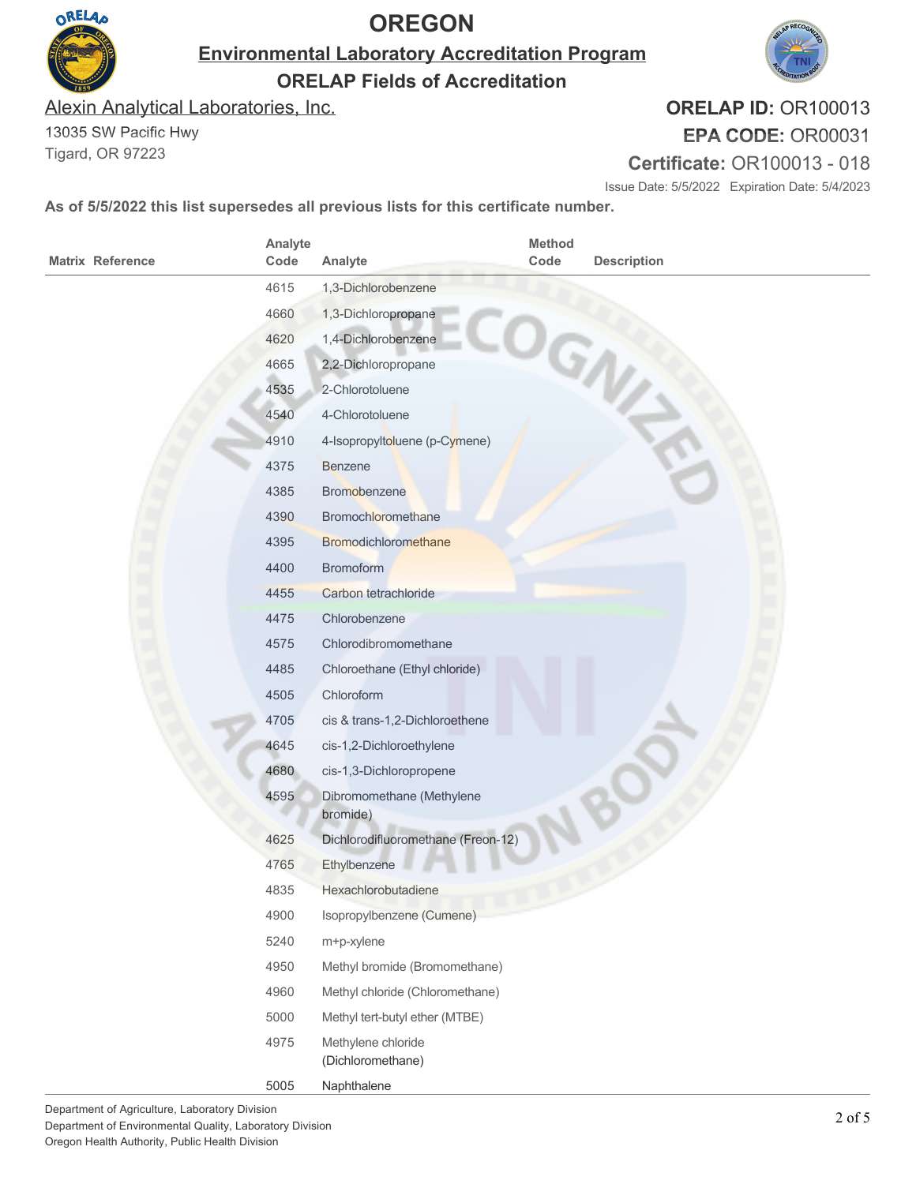# OREGON

## Environmental Laboratory Accreditation Program

### ORELAP Fields of Accreditation

Alexin Analytical Laboratories, Inc.
13035 SW Pacific Hwy
Tigard, OR 97223

**ORELAP ID:** OR100013
**EPA CODE:** OR00031
**Certificate:** OR100013 - 018

Issue Date: 5/5/2022 Expiration Date: 5/4/2023

**As of 5/5/2022 this list supersedes all previous lists for this certificate number.**

| Matrix | Reference | Analyte Code | Analyte | Method Code | Description |
|---|---|---|---|---|---|
| | | 4615 | 1,3-Dichlorobenzene | | |
| | | 4660 | 1,3-Dichloropropane | | |
| | | 4620 | 1,4-Dichlorobenzene | | |
| | | 4665 | 2,2-Dichloropropane | | |
| | | 4535 | 2-Chlorotoluene | | |
| | | 4540 | 4-Chlorotoluene | | |
| | | 4910 | 4-Isopropyltoluene (p-Cymene) | | |
| | | 4375 | Benzene | | |
| | | 4385 | Bromobenzene | | |
| | | 4390 | Bromochloromethane | | |
| | | 4395 | Bromodichloromethane | | |
| | | 4400 | Bromoform | | |
| | | 4455 | Carbon tetrachloride | | |
| | | 4475 | Chlorobenzene | | |
| | | 4575 | Chlorodibromomethane | | |
| | | 4485 | Chloroethane (Ethyl chloride) | | |
| | | 4505 | Chloroform | | |
| | | 4705 | cis & trans-1,2-Dichloroethene | | |
| | | 4645 | cis-1,2-Dichloroethylene | | |
| | | 4680 | cis-1,3-Dichloropropene | | |
| | | 4595 | Dibromomethane (Methylene bromide) | | |
| | | 4625 | Dichlorodifluoromethane (Freon-12) | | |
| | | 4765 | Ethylbenzene | | |
| | | 4835 | Hexachlorobutadiene | | |
| | | 4900 | Isopropylbenzene (Cumene) | | |
| | | 5240 | m+p-xylene | | |
| | | 4950 | Methyl bromide (Bromomethane) | | |
| | | 4960 | Methyl chloride (Chloromethane) | | |
| | | 5000 | Methyl tert-butyl ether (MTBE) | | |
| | | 4975 | Methylene chloride (Dichloromethane) | | |
| | | 5005 | Naphthalene | | |

Department of Agriculture, Laboratory Division
Department of Environmental Quality, Laboratory Division
Oregon Health Authority, Public Health Division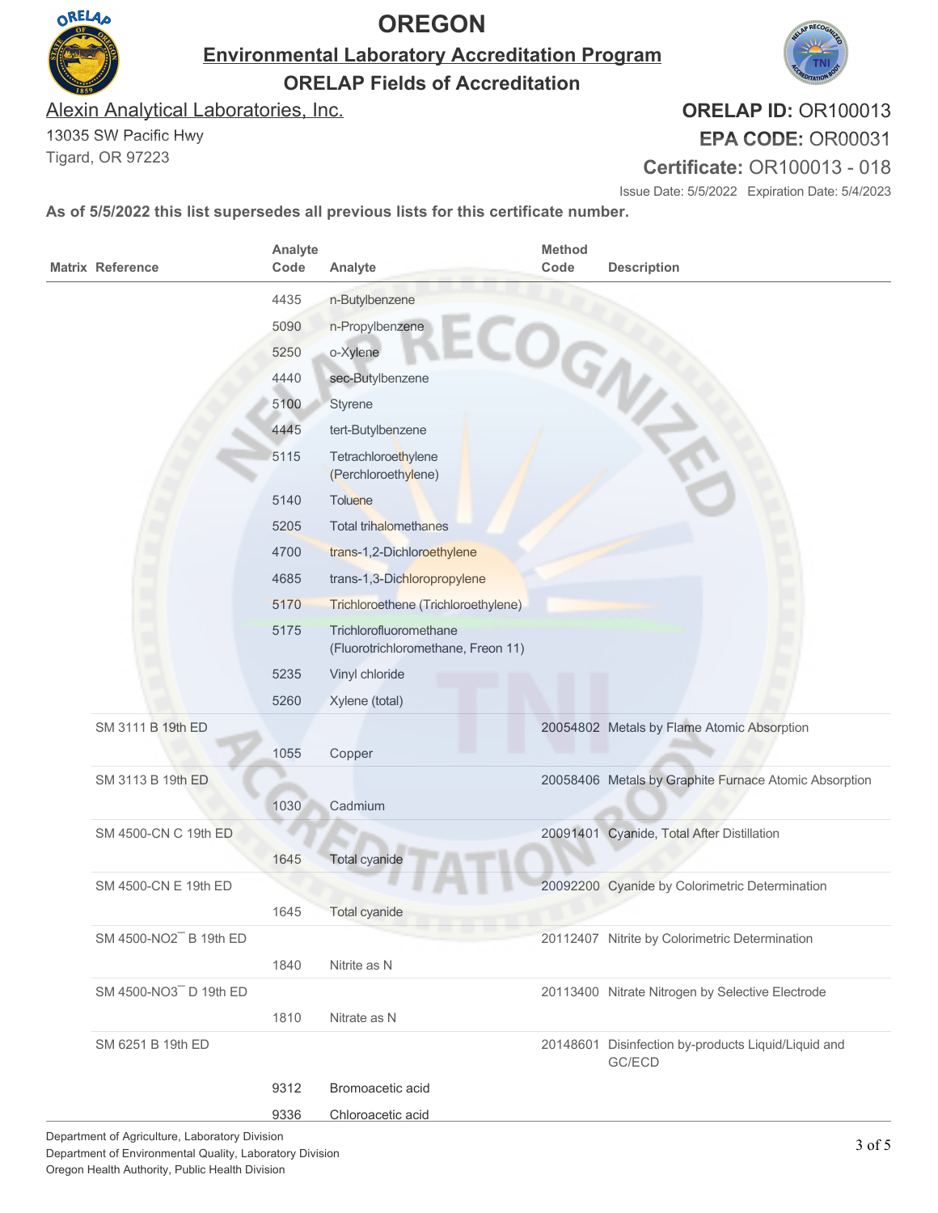# OREGON

## Environmental Laboratory Accreditation Program

### ORELAP Fields of Accreditation

Alexin Analytical Laboratories, Inc.
13035 SW Pacific Hwy
Tigard, OR 97223

**ORELAP ID:** OR100013
**EPA CODE:** OR00031
**Certificate:** OR100013 - 018

Issue Date: 5/5/2022 Expiration Date: 5/4/2023

**As of 5/5/2022 this list supersedes all previous lists for this certificate number.**

| Matrix | Reference | Analyte Code | Analyte | Method Code | Description |
|---|---|---|---|---|---|
| | | 4435 | n-Butylbenzene | | |
| | | 5090 | n-Propylbenzene | | |
| | | 5250 | o-Xylene | | |
| | | 4440 | sec-Butylbenzene | | |
| | | 5100 | Styrene | | |
| | | 4445 | tert-Butylbenzene | | |
| | | 5115 | Tetrachloroethylene (Perchloroethylene) | | |
| | | 5140 | Toluene | | |
| | | 5205 | Total trihalomethanes | | |
| | | 4700 | trans-1,2-Dichloroethylene | | |
| | | 4685 | trans-1,3-Dichloropropylene | | |
| | | 5170 | Trichloroethene (Trichloroethylene) | | |
| | | 5175 | Trichlorofluoromethane (Fluorotrichloromethane, Freon 11) | | |
| | | 5235 | Vinyl chloride | | |
| | | 5260 | Xylene (total) | | |
| | SM 3111 B 19th ED | | | 20054802 | Metals by Flame Atomic Absorption |
| | | 1055 | Copper | | |
| | SM 3113 B 19th ED | | | 20058406 | Metals by Graphite Furnace Atomic Absorption |
| | | 1030 | Cadmium | | |
| | SM 4500-CN C 19th ED | | | 20091401 | Cyanide, Total After Distillation |
| | | 1645 | Total cyanide | | |
| | SM 4500-CN E 19th ED | | | 20092200 | Cyanide by Colorimetric Determination |
| | | 1645 | Total cyanide | | |
| | SM 4500-$NO_2^-$ B 19th ED | | | 20112407 | Nitrite by Colorimetric Determination |
| | | 1840 | Nitrite as N | | |
| | SM 4500-$NO_3^-$ D 19th ED | | | 20113400 | Nitrate Nitrogen by Selective Electrode |
| | | 1810 | Nitrate as N | | |
| | SM 6251 B 19th ED | | | 20148601 | Disinfection by-products Liquid/Liquid and GC/ECD |
| | | 9312 | Bromoacetic acid | | |
| | | 9336 | Chloroacetic acid | | |

Department of Agriculture, Laboratory Division
Department of Environmental Quality, Laboratory Division
Oregon Health Authority, Public Health Division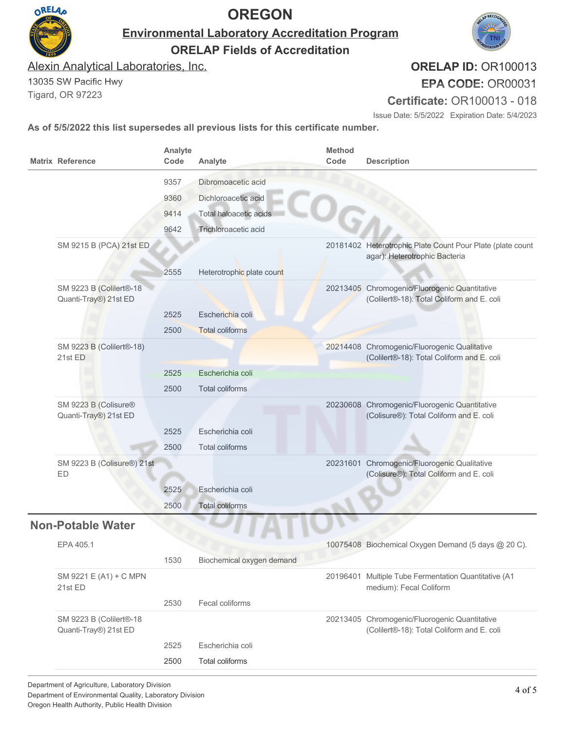# OREGON

## Environmental Laboratory Accreditation Program

### ORELAP Fields of Accreditation

Alexin Analytical Laboratories, Inc.
13035 SW Pacific Hwy
Tigard, OR 97223

**ORELAP ID:** OR100013
**EPA CODE:** OR00031
**Certificate:** OR100013 - 018

Issue Date: 5/5/2022 Expiration Date: 5/4/2023

**As of 5/5/2022 this list supersedes all previous lists for this certificate number.**

| Matrix | Reference | Analyte Code | Analyte | Method Code | Description |
|---|---|---|---|---|---|
| | | 9357 | Dibromoacetic acid | | |
| | | 9360 | Dichloroacetic acid | | |
| | | 9414 | Total haloacetic acids | | |
| | | 9642 | Trichloroacetic acid | | |
| | SM 9215 B (PCA) 21st ED | | | 20181402 | Heterotrophic Plate Count Pour Plate (plate count agar): Heterotrophic Bacteria |
| | | 2555 | Heterotrophic plate count | | |
| | SM 9223 B (Colilert®-18 Quanti-Tray®) 21st ED | | | 20213405 | Chromogenic/Fluorogenic Quantitative (Colilert®-18): Total Coliform and E. coli |
| | | 2525 | Escherichia coli | | |
| | | 2500 | Total coliforms | | |
| | SM 9223 B (Colilert®-18) 21st ED | | | 20214408 | Chromogenic/Fluorogenic Qualitative (Colilert®-18): Total Coliform and E. coli |
| | | 2525 | Escherichia coli | | |
| | | 2500 | Total coliforms | | |
| | SM 9223 B (Colisure® Quanti-Tray®) 21st ED | | | 20230608 | Chromogenic/Fluorogenic Quantitative (Colisure®): Total Coliform and E. coli |
| | | 2525 | Escherichia coli | | |
| | | 2500 | Total coliforms | | |
| | SM 9223 B (Colisure®) 21st ED | | | 20231601 | Chromogenic/Fluorogenic Qualitative (Colisure®): Total Coliform and E. coli |
| | | 2525 | Escherichia coli | | |
| | | 2500 | Total coliforms | | |

## Non-Potable Water

| Matrix | Reference | Analyte Code | Analyte | Method Code | Description |
|---|---|---|---|---|---|
| | EPA 405.1 | | | 10075408 | Biochemical Oxygen Demand (5 days @ 20 C). |
| | | 1530 | Biochemical oxygen demand | | |
| | SM 9221 E (A1) + C MPN 21st ED | | | 20196401 | Multiple Tube Fermentation Quantitative (A1 medium): Fecal Coliform |
| | | 2530 | Fecal coliforms | | |
| | SM 9223 B (Colilert®-18 Quanti-Tray®) 21st ED | | | 20213405 | Chromogenic/Fluorogenic Quantitative (Colilert®-18): Total Coliform and E. coli |
| | | 2525 | Escherichia coli | | |
| | | 2500 | Total coliforms | | |

Department of Agriculture, Laboratory Division
Department of Environmental Quality, Laboratory Division
Oregon Health Authority, Public Health Division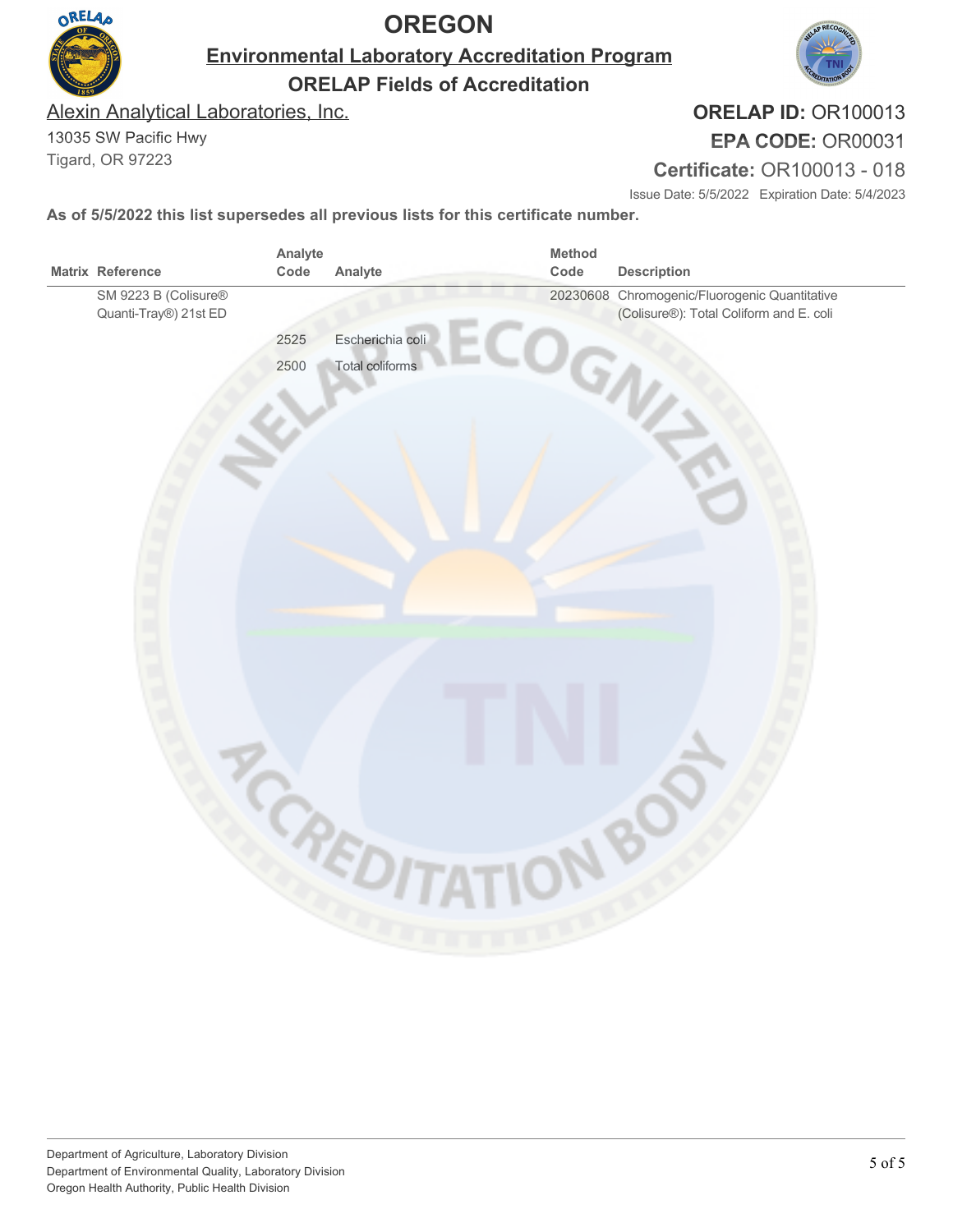# OREGON

## Environmental Laboratory Accreditation Program

### ORELAP Fields of Accreditation

Alexin Analytical Laboratories, Inc.
13035 SW Pacific Hwy
Tigard, OR 97223

**ORELAP ID:** OR100013
**EPA CODE:** OR00031
**Certificate:** OR100013 - 018

Issue Date: 5/5/2022 Expiration Date: 5/4/2023

**As of 5/5/2022 this list supersedes all previous lists for this certificate number.**

| Matrix | Reference | Analyte Code | Analyte | Method Code | Description |
|---|---|---|---|---|---|
| | SM 9223 B (Colisure® Quanti-Tray®) 21st ED | | | 20230608 | Chromogenic/Fluorogenic Quantitative (Colisure®): Total Coliform and E. coli |
| | | 2525 | Escherichia coli | | |
| | | 2500 | Total coliforms | | |

Department of Agriculture, Laboratory Division
Department of Environmental Quality, Laboratory Division
Oregon Health Authority, Public Health Division